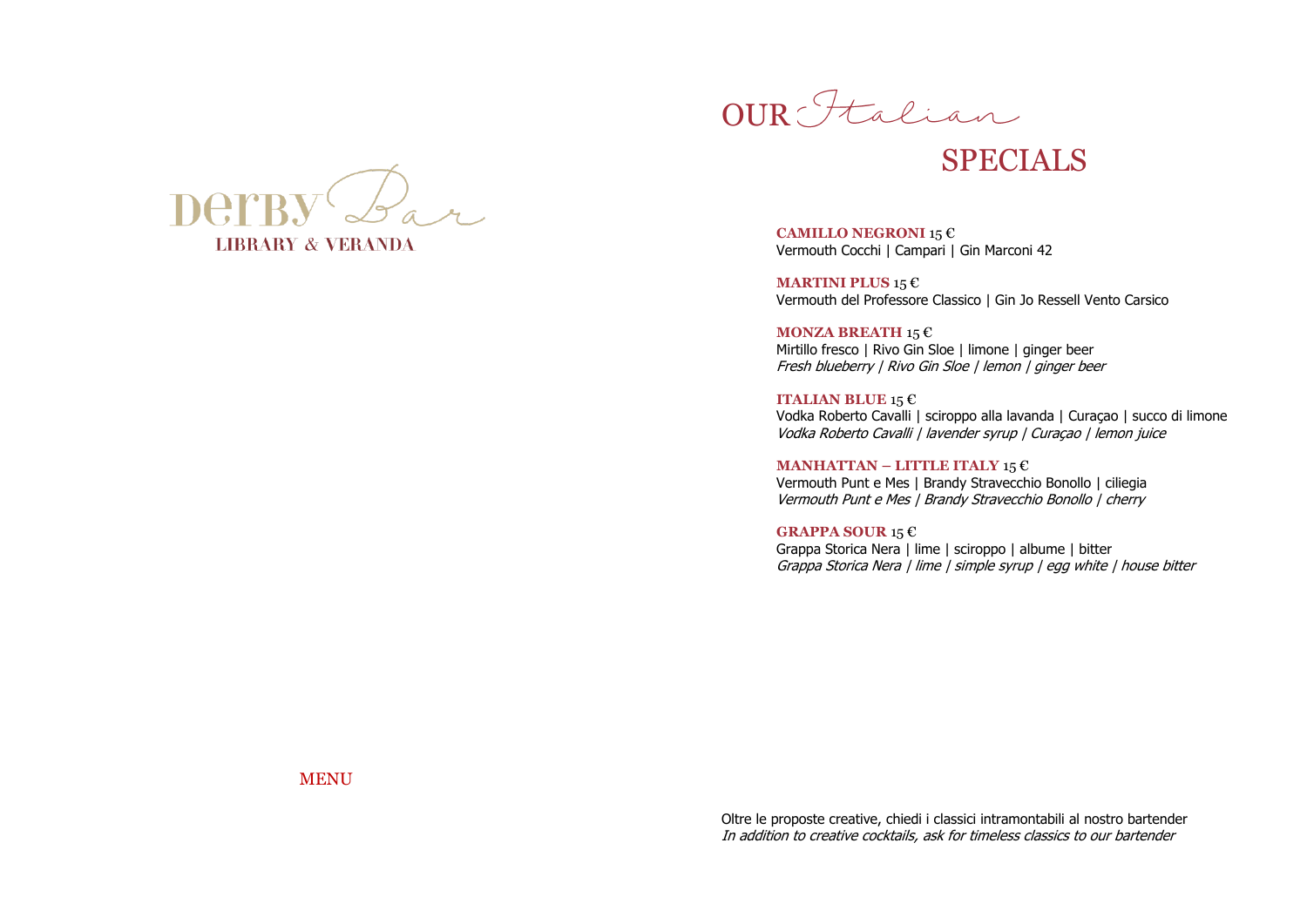# Derby Bar

**LIBRARY & VERANDA**

MENU

## OUR Italian SPECIALS

**CAMILLO NEGRONI** 15 €
Vermouth Cocchi | Campari | Gin Marconi 42

**MARTINI PLUS** 15 €
Vermouth del Professore Classico | Gin Jo Ressell Vento Carsico

**MONZA BREATH** 15 €
Mirtillo fresco | Rivo Gin Sloe | limone | ginger beer
*Fresh blueberry | Rivo Gin Sloe | lemon | ginger beer*

**ITALIAN BLUE** 15 €
Vodka Roberto Cavalli | sciroppo alla lavanda | Curaçao | succo di limone
*Vodka Roberto Cavalli | lavender syrup | Curaçao | lemon juice*

**MANHATTAN – LITTLE ITALY** 15 €
Vermouth Punt e Mes | Brandy Stravecchio Bonollo | ciliegia
*Vermouth Punt e Mes | Brandy Stravecchio Bonollo | cherry*

**GRAPPA SOUR** 15 €
Grappa Storica Nera | lime | sciroppo | albume | bitter
*Grappa Storica Nera | lime | simple syrup | egg white | house bitter*

Oltre le proposte creative, chiedi i classici intramontabili al nostro bartender
*In addition to creative cocktails, ask for timeless classics to our bartender*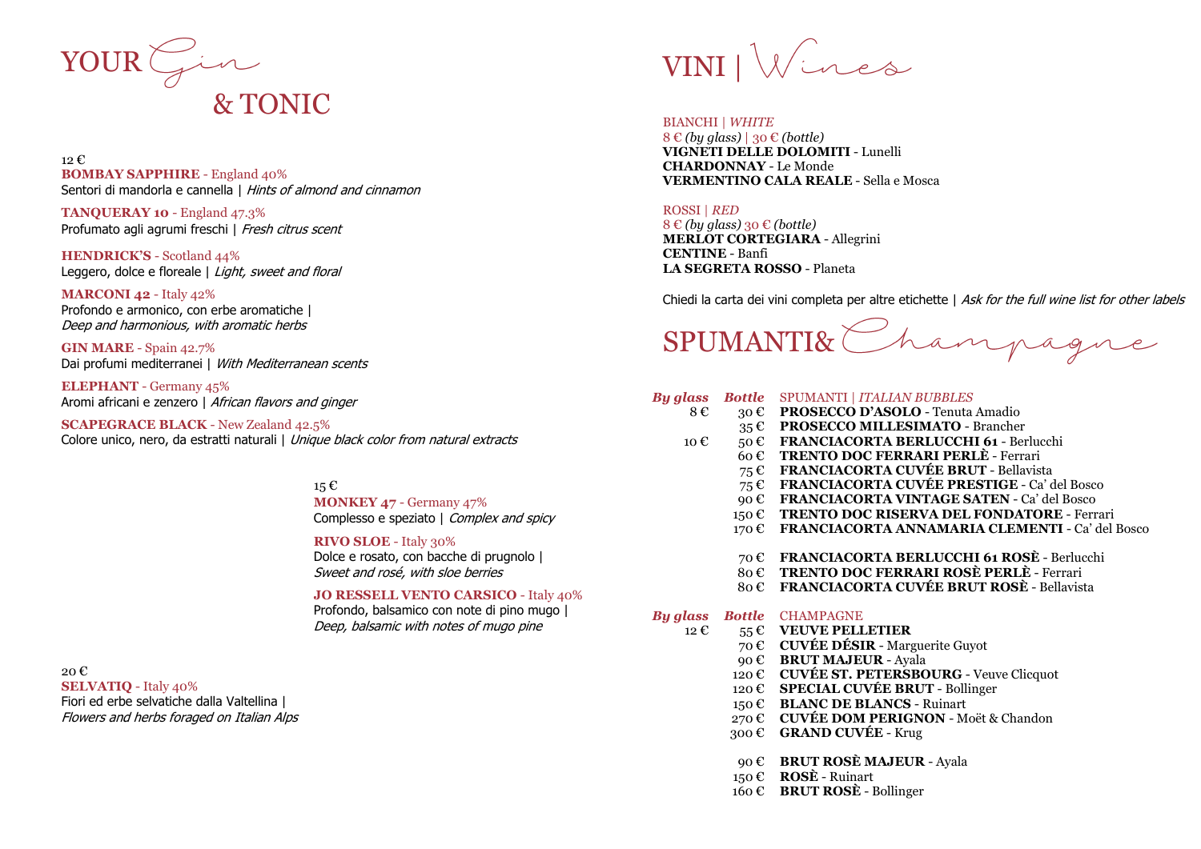# YOUR Gin & TONIC

12 €

**BOMBAY SAPPHIRE** - England 40%
Sentori di mandorla e cannella | *Hints of almond and cinnamon*

**TANQUERAY 10** - England 47.3%
Profumato agli agrumi freschi | *Fresh citrus scent*

**HENDRICK'S** - Scotland 44%
Leggero, dolce e floreale | *Light, sweet and floral*

**MARCONI 42** - Italy 42%
Profondo e armonico, con erbe aromatiche | *Deep and harmonious, with aromatic herbs*

**GIN MARE** - Spain 42.7%
Dai profumi mediterranei | *With Mediterranean scents*

**ELEPHANT** - Germany 45%
Aromi africani e zenzero | *African flavors and ginger*

**SCAPEGRACE BLACK** - New Zealand 42.5%
Colore unico, nero, da estratti naturali | *Unique black color from natural extracts*

15 €

**MONKEY 47** - Germany 47%
Complesso e speziato | *Complex and spicy*

**RIVO SLOE** - Italy 30%
Dolce e rosato, con bacche di prugnolo | *Sweet and rosé, with sloe berries*

**JO RESSELL VENTO CARSICO** - Italy 40%
Profondo, balsamico con note di pino mugo | *Deep, balsamic with notes of mugo pine*

20 €

**SELVATIQ** - Italy 40%
Fiori ed erbe selvatiche dalla Valtellina | *Flowers and herbs foraged on Italian Alps*

# VINI | Wines

BIANCHI | *WHITE*
8 € *(by glass)* | 30 € *(bottle)*

**VIGNETI DELLE DOLOMITI** - Lunelli
**CHARDONNAY** - Le Monde
**VERMENTINO CALA REALE** - Sella e Mosca

ROSSI | *RED*
8 € *(by glass)* 30 € *(bottle)*

**MERLOT CORTEGIARA** - Allegrini
**CENTINE** - Banfi
**LA SEGRETA ROSSO** - Planeta

Chiedi la carta dei vini completa per altre etichette | *Ask for the full wine list for other labels*

# SPUMANTI& Champagne

| By glass | Bottle | SPUMANTI \| *ITALIAN BUBBLES* |
|---|---|---|
| 8 € | 30 € | **PROSECCO D'ASOLO** - Tenuta Amadio |
| | 35 € | **PROSECCO MILLESIMATO** - Brancher |
| 10 € | 50 € | **FRANCIACORTA BERLUCCHI 61** - Berlucchi |
| | 60 € | **TRENTO DOC FERRARI PERLÈ** - Ferrari |
| | 75 € | **FRANCIACORTA CUVÉE BRUT** - Bellavista |
| | 75 € | **FRANCIACORTA CUVÉE PRESTIGE** - Ca' del Bosco |
| | 90 € | **FRANCIACORTA VINTAGE SATEN** - Ca' del Bosco |
| | 150 € | **TRENTO DOC RISERVA DEL FONDATORE** - Ferrari |
| | 170 € | **FRANCIACORTA ANNAMARIA CLEMENTI** - Ca' del Bosco |
| | 70 € | **FRANCIACORTA BERLUCCHI 61 ROSÈ** - Berlucchi |
| | 80 € | **TRENTO DOC FERRARI ROSÈ PERLÈ** - Ferrari |
| | 80 € | **FRANCIACORTA CUVÉE BRUT ROSÈ** - Bellavista |

| By glass | Bottle | CHAMPAGNE |
|---|---|---|
| 12 € | 55 € | **VEUVE PELLETIER** |
| | 70 € | **CUVÉE DÉSIR** - Marguerite Guyot |
| | 90 € | **BRUT MAJEUR** - Ayala |
| | 120 € | **CUVÉE ST. PETERSBOURG** - Veuve Clicquot |
| | 120 € | **SPECIAL CUVÉE BRUT** - Bollinger |
| | 150 € | **BLANC DE BLANCS** - Ruinart |
| | 270 € | **CUVÉE DOM PERIGNON** - Moët & Chandon |
| | 300 € | **GRAND CUVÉE** - Krug |
| | 90 € | **BRUT ROSÈ MAJEUR** - Ayala |
| | 150 € | **ROSÈ** - Ruinart |
| | 160 € | **BRUT ROSÈ** - Bollinger |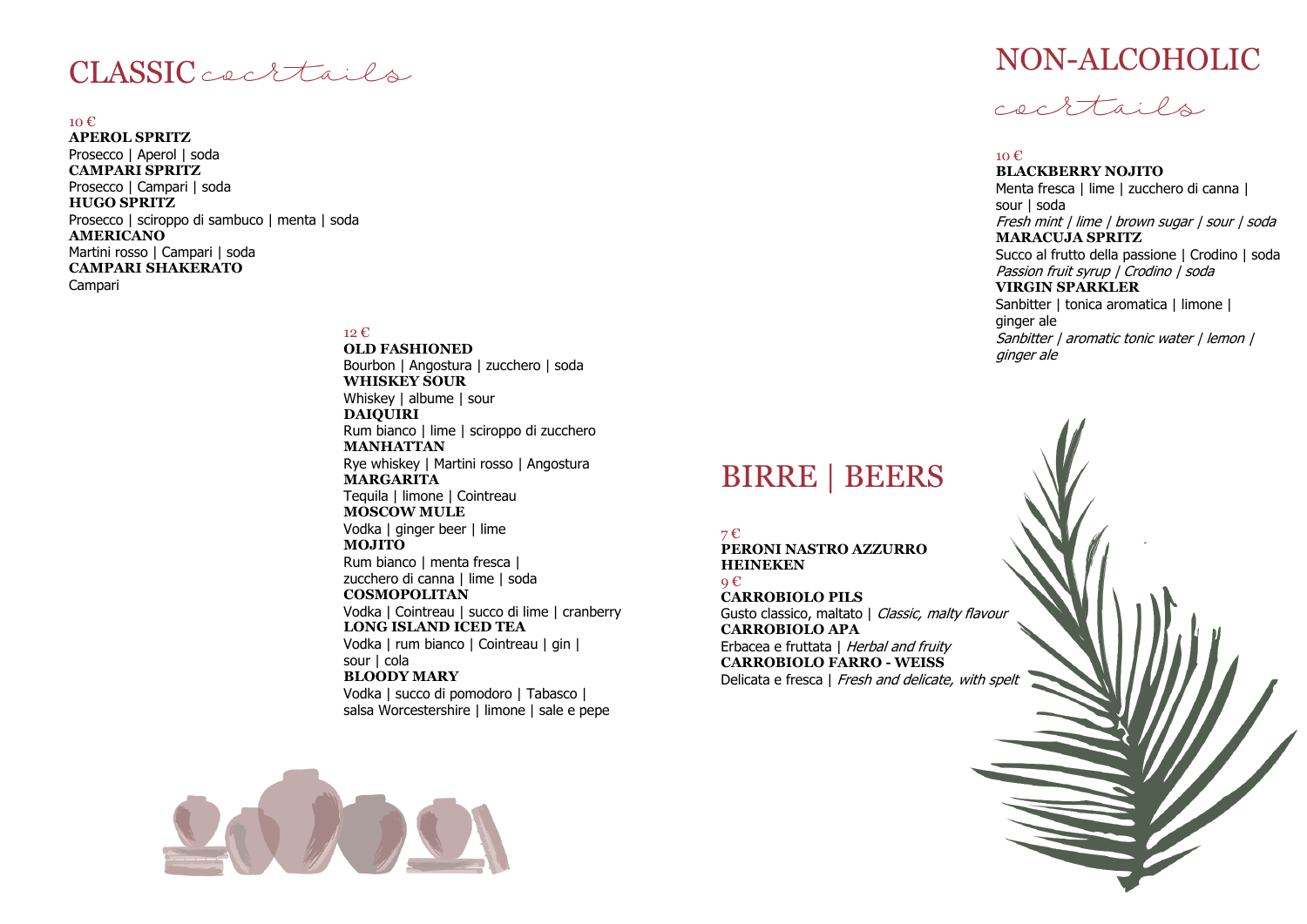# CLASSIC cocktails

10 €

**APEROL SPRITZ**
Prosecco | Aperol | soda

**CAMPARI SPRITZ**
Prosecco | Campari | soda

**HUGO SPRITZ**
Prosecco | sciroppo di sambuco | menta | soda

**AMERICANO**
Martini rosso | Campari | soda

**CAMPARI SHAKERATO**
Campari

12 €

**OLD FASHIONED**
Bourbon | Angostura | zucchero | soda

**WHISKEY SOUR**
Whiskey | albume | sour

**DAIQUIRI**
Rum bianco | lime | sciroppo di zucchero

**MANHATTAN**
Rye whiskey | Martini rosso | Angostura

**MARGARITA**
Tequila | limone | Cointreau

**MOSCOW MULE**
Vodka | ginger beer | lime

**MOJITO**
Rum bianco | menta fresca | zucchero di canna | lime | soda

**COSMOPOLITAN**
Vodka | Cointreau | succo di lime | cranberry

**LONG ISLAND ICED TEA**
Vodka | rum bianco | Cointreau | gin | sour | cola

**BLOODY MARY**
Vodka | succo di pomodoro | Tabasco | salsa Worcestershire | limone | sale e pepe

# NON-ALCOHOLIC cocktails

10 €

**BLACKBERRY NOJITO**
Menta fresca | lime | zucchero di canna | sour | soda
*Fresh mint | lime | brown sugar | sour | soda*

**MARACUJA SPRITZ**
Succo al frutto della passione | Crodino | soda
*Passion fruit syrup | Crodino | soda*

**VIRGIN SPARKLER**
Sanbitter | tonica aromatica | limone | ginger ale
*Sanbitter | aromatic tonic water | lemon | ginger ale*

# BIRRE | BEERS

7 €

**PERONI NASTRO AZZURRO**

**HEINEKEN**

9 €

**CARROBIOLO PILS**
Gusto classico, maltato | *Classic, malty flavour*

**CARROBIOLO APA**
Erbacea e fruttata | *Herbal and fruity*

**CARROBIOLO FARRO - WEISS**
Delicata e fresca | *Fresh and delicate, with spelt*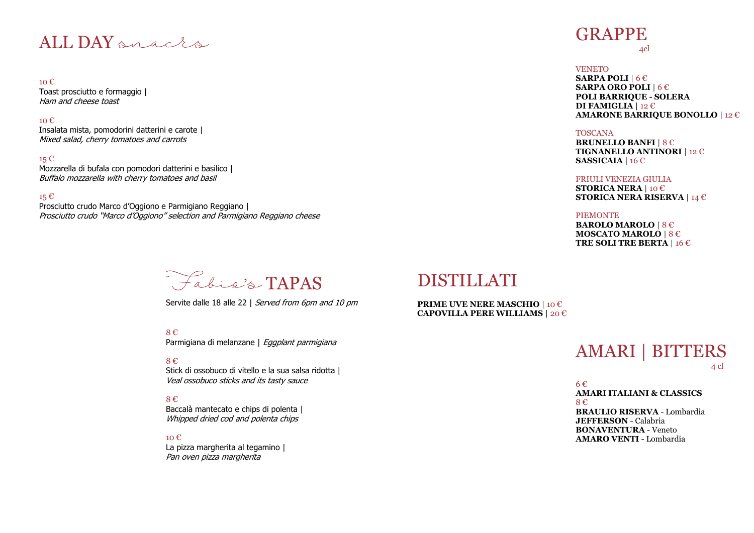# ALL DAY snacks

10 €
Toast prosciutto e formaggio |
*Ham and cheese toast*

10 €
Insalata mista, pomodorini datterini e carote |
*Mixed salad, cherry tomatoes and carrots*

15 €
Mozzarella di bufala con pomodori datterini e basilico |
*Buffalo mozzarella with cherry tomatoes and basil*

15 €
Prosciutto crudo Marco d'Oggiono e Parmigiano Reggiano |
*Prosciutto crudo "Marco d'Oggiono" selection and Parmigiano Reggiano cheese*

# Fabio's TAPAS

Servite dalle 18 alle 22 | *Served from 6pm and 10 pm*

8 €
Parmigiana di melanzane | *Eggplant parmigiana*

8 €
Stick di ossobuco di vitello e la sua salsa ridotta |
*Veal ossobuco sticks and its tasty sauce*

8 €
Baccalà mantecato e chips di polenta |
*Whipped dried cod and polenta chips*

10 €
La pizza margherita al tegamino |
*Pan oven pizza margherita*

# DISTILLATI

**PRIME UVE NERE MASCHIO** | 10 €
**CAPOVILLA PERE WILLIAMS** | 20 €

# GRAPPE

4cl

VENETO
**SARPA POLI** | 6 €
**SARPA ORO POLI** | 6 €
**POLI BARRIQUE - SOLERA DI FAMIGLIA** | 12 €
**AMARONE BARRIQUE BONOLLO** | 12 €

TOSCANA
**BRUNELLO BANFI** | 8 €
**TIGNANELLO ANTINORI** | 12 €
**SASSICAIA** | 16 €

FRIULI VENEZIA GIULIA
**STORICA NERA** | 10 €
**STORICA NERA RISERVA** | 14 €

PIEMONTE
**BAROLO MAROLO** | 8 €
**MOSCATO MAROLO** | 8 €
**TRE SOLI TRE BERTA** | 16 €

# AMARI | BITTERS

4 cl

6 €
**AMARI ITALIANI & CLASSICS**

8 €
**BRAULIO RISERVA** - Lombardia
**JEFFERSON** - Calabria
**BONAVENTURA** - Veneto
**AMARO VENTI** - Lombardia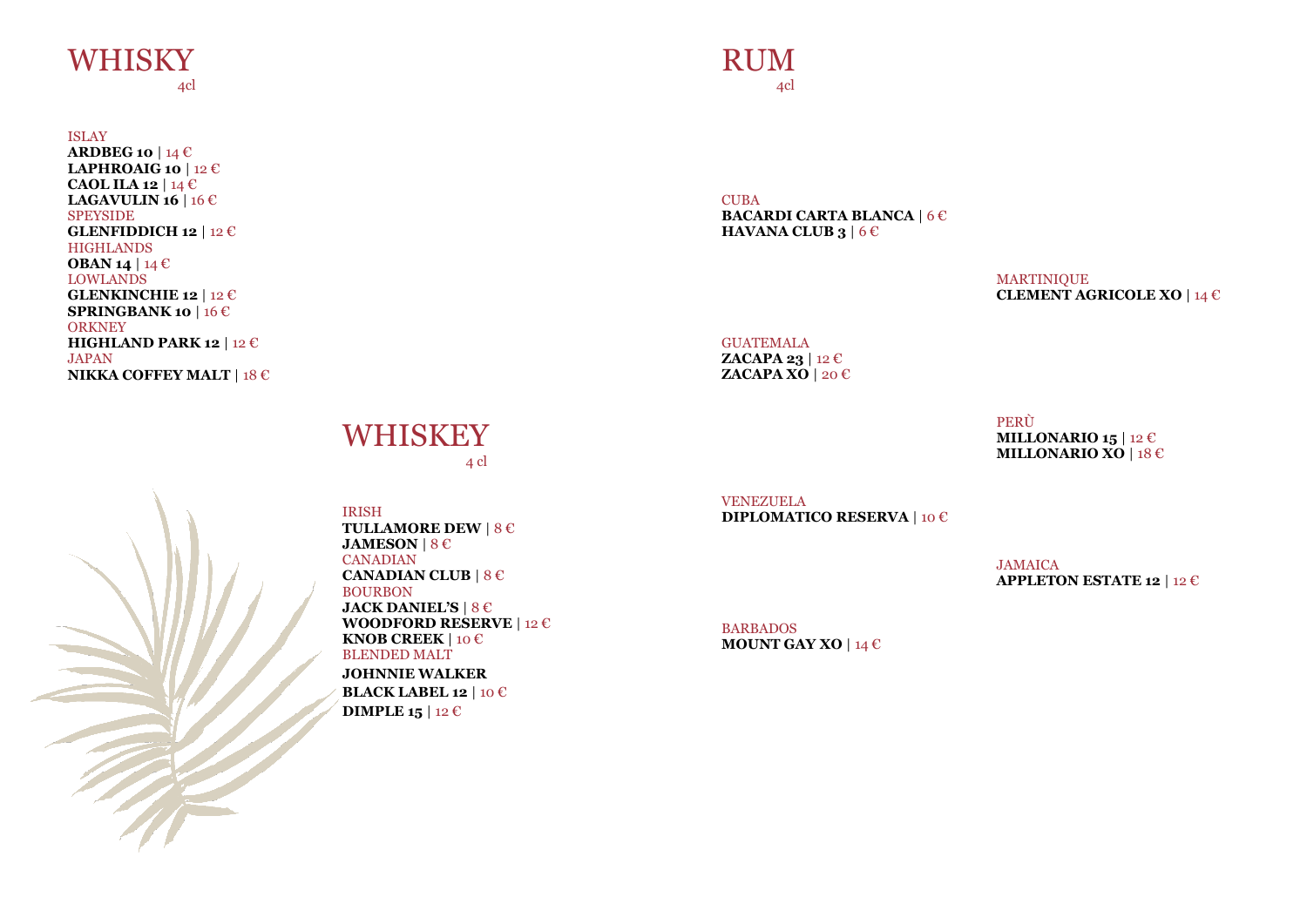# WHISKY

4cl

### ISLAY

**ARDBEG 10** | 14 €
**LAPHROAIG 10** | 12 €
**CAOL ILA 12** | 14 €
**LAGAVULIN 16** | 16 €

### SPEYSIDE

**GLENFIDDICH 12** | 12 €

### HIGHLANDS

**OBAN 14** | 14 €

### LOWLANDS

**GLENKINCHIE 12** | 12 €
**SPRINGBANK 10** | 16 €

### ORKNEY

**HIGHLAND PARK 12** | 12 €

### JAPAN

**NIKKA COFFEY MALT** | 18 €

# WHISKEY

4 cl

### IRISH

**TULLAMORE DEW** | 8 €
**JAMESON** | 8 €

### CANADIAN

**CANADIAN CLUB** | 8 €

### BOURBON

**JACK DANIEL'S** | 8 €
**WOODFORD RESERVE** | 12 €
**KNOB CREEK** | 10 €

### BLENDED MALT

**JOHNNIE WALKER**
**BLACK LABEL 12** | 10 €
**DIMPLE 15** | 12 €

# RUM

4cl

### CUBA

**BACARDI CARTA BLANCA** | 6 €
**HAVANA CLUB 3** | 6 €

### MARTINIQUE

**CLEMENT AGRICOLE XO** | 14 €

### GUATEMALA

**ZACAPA 23** | 12 €
**ZACAPA XO** | 20 €

### PERÙ

**MILLONARIO 15** | 12 €
**MILLONARIO XO** | 18 €

### VENEZUELA

**DIPLOMATICO RESERVA** | 10 €

### JAMAICA

**APPLETON ESTATE 12** | 12 €

### BARBADOS

**MOUNT GAY XO** | 14 €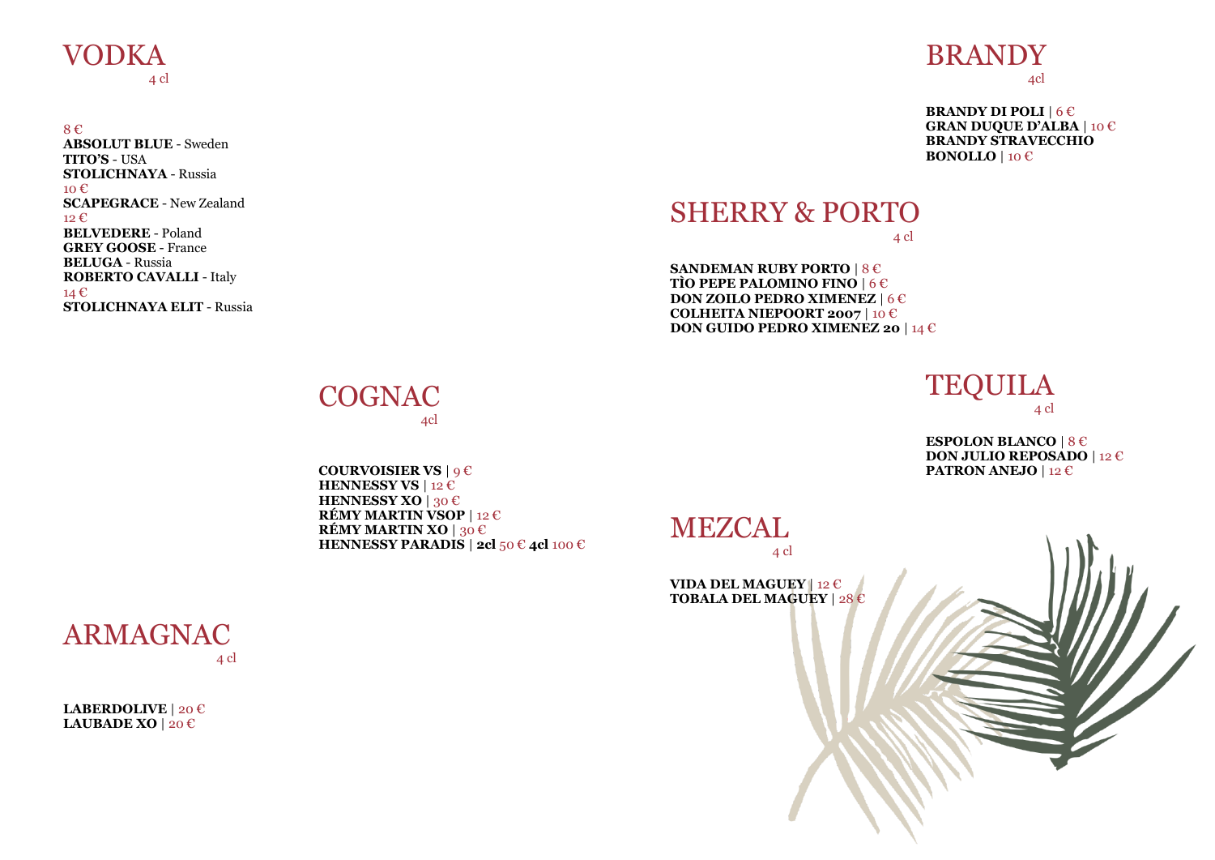# VODKA

4 cl

8 €

**ABSOLUT BLUE** - Sweden
**TITO'S** - USA
**STOLICHNAYA** - Russia

10 €

**SCAPEGRACE** - New Zealand

12 €

**BELVEDERE** - Poland
**GREY GOOSE** - France
**BELUGA** - Russia
**ROBERTO CAVALLI** - Italy

14 €

**STOLICHNAYA ELIT** - Russia

# COGNAC

4cl

**COURVOISIER VS** | 9 €
**HENNESSY VS** | 12 €
**HENNESSY XO** | 30 €
**RÉMY MARTIN VSOP** | 12 €
**RÉMY MARTIN XO** | 30 €
**HENNESSY PARADIS** | **2cl** 50 € **4cl** 100 €

# ARMAGNAC

4 cl

**LABERDOLIVE** | 20 €
**LAUBADE XO** | 20 €

# BRANDY

4cl

**BRANDY DI POLI** | 6 €
**GRAN DUQUE D'ALBA** | 10 €
**BRANDY STRAVECCHIO BONOLLO** | 10 €

# SHERRY & PORTO

4 cl

**SANDEMAN RUBY PORTO** | 8 €
**TÌO PEPE PALOMINO FINO** | 6 €
**DON ZOILO PEDRO XIMENEZ** | 6 €
**COLHEITA NIEPOORT 2007** | 10 €
**DON GUIDO PEDRO XIMENEZ 20** | 14 €

# TEQUILA

4 cl

**ESPOLON BLANCO** | 8 €
**DON JULIO REPOSADO** | 12 €
**PATRON ANEJO** | 12 €

# MEZCAL

4 cl

**VIDA DEL MAGUEY** | 12 €
**TOBALA DEL MAGUEY** | 28 €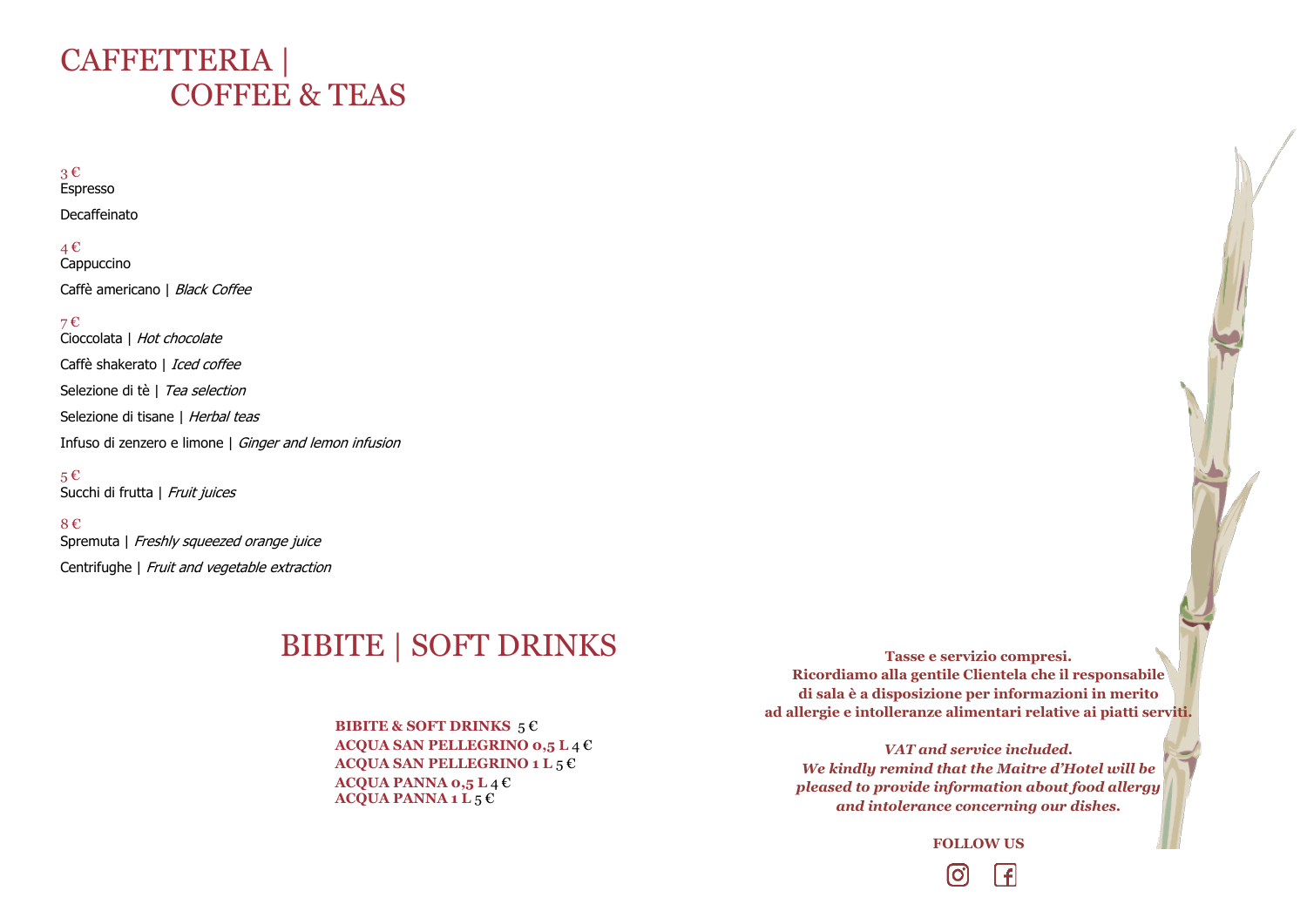# CAFFETTERIA | COFFEE & TEAS

3 €

Espresso

Decaffeinato

4 €

Cappuccino

Caffè americano | *Black Coffee*

7 €

Cioccolata | *Hot chocolate*

Caffè shakerato | *Iced coffee*

Selezione di tè | *Tea selection*

Selezione di tisane | *Herbal teas*

Infuso di zenzero e limone | *Ginger and lemon infusion*

5 €

Succhi di frutta | *Fruit juices*

8 €

Spremuta | *Freshly squeezed orange juice*

Centrifughe | *Fruit and vegetable extraction*

# BIBITE | SOFT DRINKS

**BIBITE & SOFT DRINKS** 5 €
**ACQUA SAN PELLEGRINO 0,5 L** 4 €
**ACQUA SAN PELLEGRINO 1 L** 5 €
**ACQUA PANNA 0,5 L** 4 €
**ACQUA PANNA 1 L** 5 €

**Tasse e servizio compresi.**
**Ricordiamo alla gentile Clientela che il responsabile di sala è a disposizione per informazioni in merito ad allergie e intolleranze alimentari relative ai piatti serviti.**

***VAT and service included.***
***We kindly remind that the Maitre d'Hotel will be pleased to provide information about food allergy and intolerance concerning our dishes.***

**FOLLOW US**